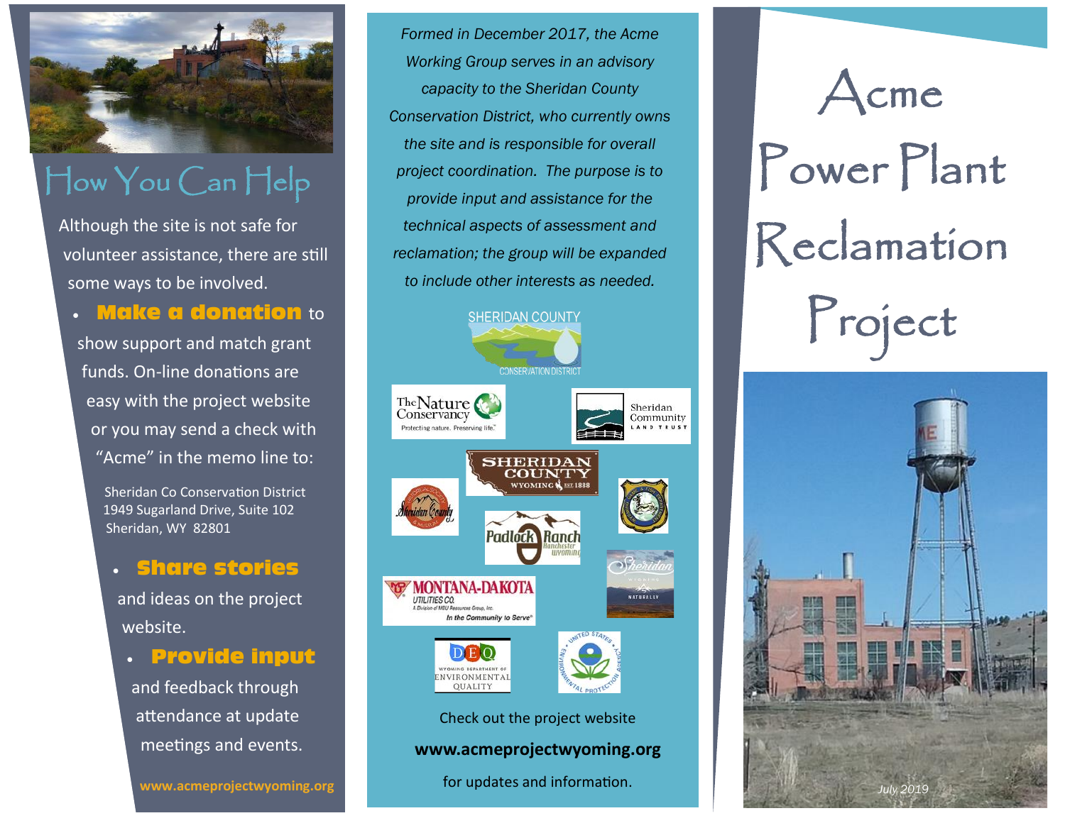# How You Can Help

Although the site is not safe for volunteer assistance, there are still some ways to be involved.

- **Make a donation** to show support and match grant funds. On-line donations are easy with the project website or you may send a check with "Acme" in the memo line to:

  Sheridan Co Conservation District
  1949 Sugarland Drive, Suite 102
  Sheridan, WY 82801

- **Share stories** and ideas on the project website.
- **Provide input** and feedback through attendance at update meetings and events.

www.acmeprojectwyoming.org

*Formed in December 2017, the Acme Working Group serves in an advisory capacity to the Sheridan County Conservation District, who currently owns the site and is responsible for overall project coordination. The purpose is to provide input and assistance for the technical aspects of assessment and reclamation; the group will be expanded to include other interests as needed.*

Check out the project website

**www.acmeprojectwyoming.org**

for updates and information.

# Acme Power Plant Reclamation Project

*July 2019*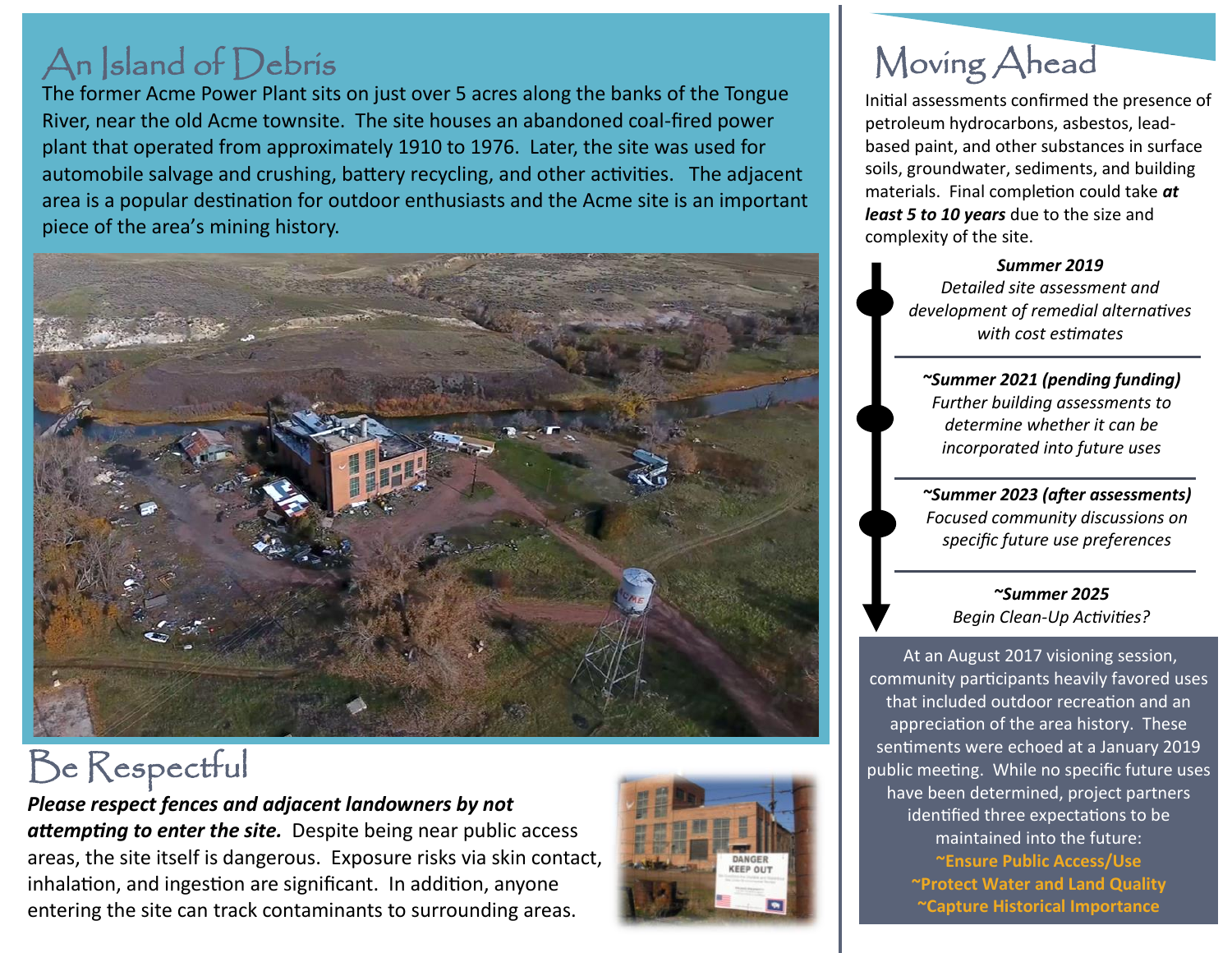# An Island of Debris

The former Acme Power Plant sits on just over 5 acres along the banks of the Tongue River, near the old Acme townsite. The site houses an abandoned coal-fired power plant that operated from approximately 1910 to 1976. Later, the site was used for automobile salvage and crushing, battery recycling, and other activities. The adjacent area is a popular destination for outdoor enthusiasts and the Acme site is an important piece of the area's mining history.

# Be Respectful

***Please respect fences and adjacent landowners by not attempting to enter the site.*** Despite being near public access areas, the site itself is dangerous. Exposure risks via skin contact, inhalation, and ingestion are significant. In addition, anyone entering the site can track contaminants to surrounding areas.

# Moving Ahead

Initial assessments confirmed the presence of petroleum hydrocarbons, asbestos, lead-based paint, and other substances in surface soils, groundwater, sediments, and building materials. Final completion could take ***at least 5 to 10 years*** due to the size and complexity of the site.

***Summer 2019***
*Detailed site assessment and development of remedial alternatives with cost estimates*

***~Summer 2021 (pending funding)***
*Further building assessments to determine whether it can be incorporated into future uses*

***~Summer 2023 (after assessments)***
*Focused community discussions on specific future use preferences*

***~Summer 2025***
*Begin Clean-Up Activities?*

At an August 2017 visioning session, community participants heavily favored uses that included outdoor recreation and an appreciation of the area history. These sentiments were echoed at a January 2019 public meeting. While no specific future uses have been determined, project partners identified three expectations to be maintained into the future:

**~Ensure Public Access/Use**
**~Protect Water and Land Quality**
**~Capture Historical Importance**